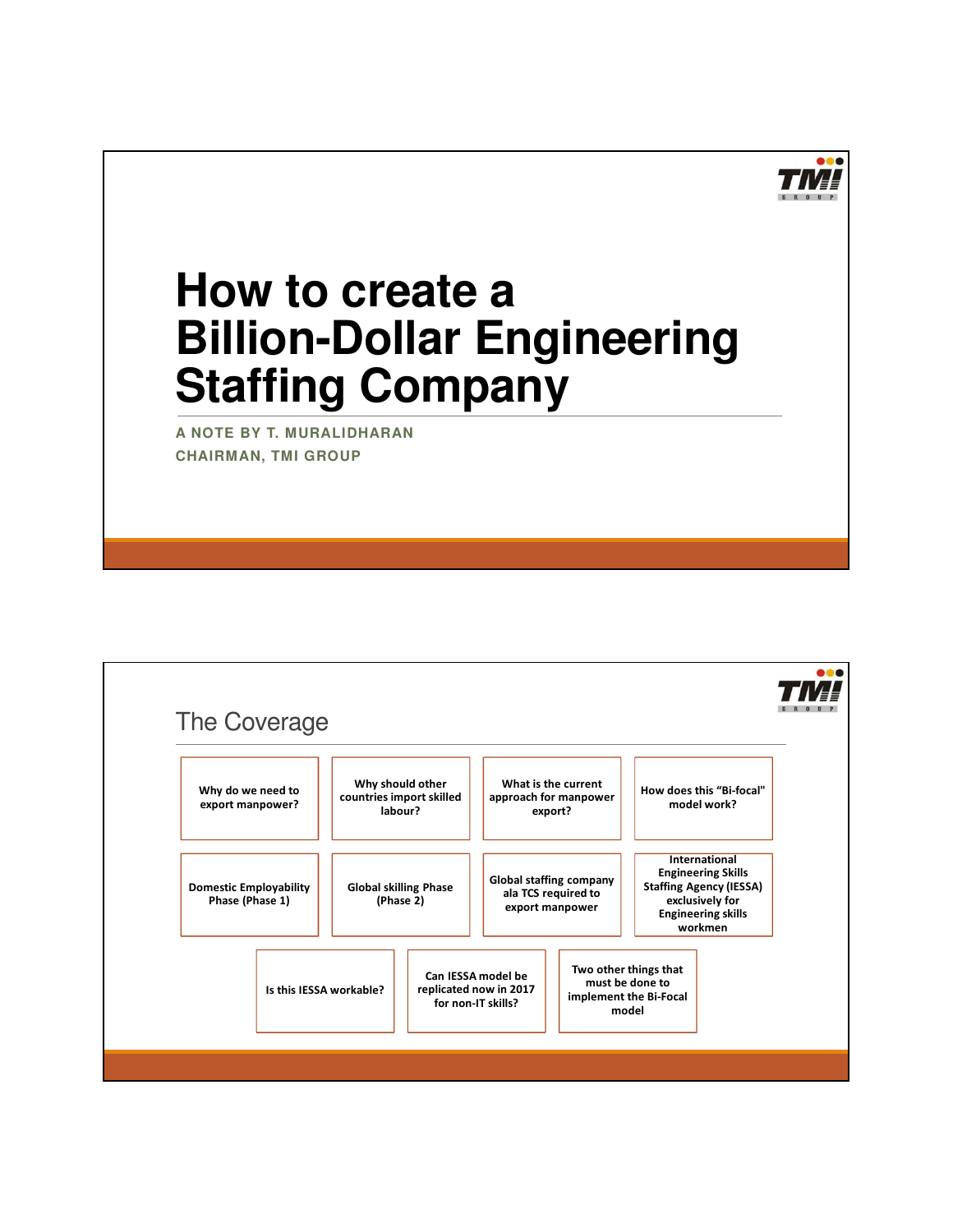# How to create a Billion-Dollar Engineering Staffing Company

**A NOTE BY T. MURALIDHARAN**

**CHAIRMAN, TMI GROUP**

## The Coverage

- Why do we need to export manpower?
- Why should other countries import skilled labour?
- What is the current approach for manpower export?
- How does this "Bi-focal" model work?
- Domestic Employability Phase (Phase 1)
- Global skilling Phase (Phase 2)
- Global staffing company ala TCS required to export manpower
- International Engineering Skills Staffing Agency (IESSA) exclusively for Engineering skills workmen
- Is this IESSA workable?
- Can IESSA model be replicated now in 2017 for non-IT skills?
- Two other things that must be done to implement the Bi-Focal model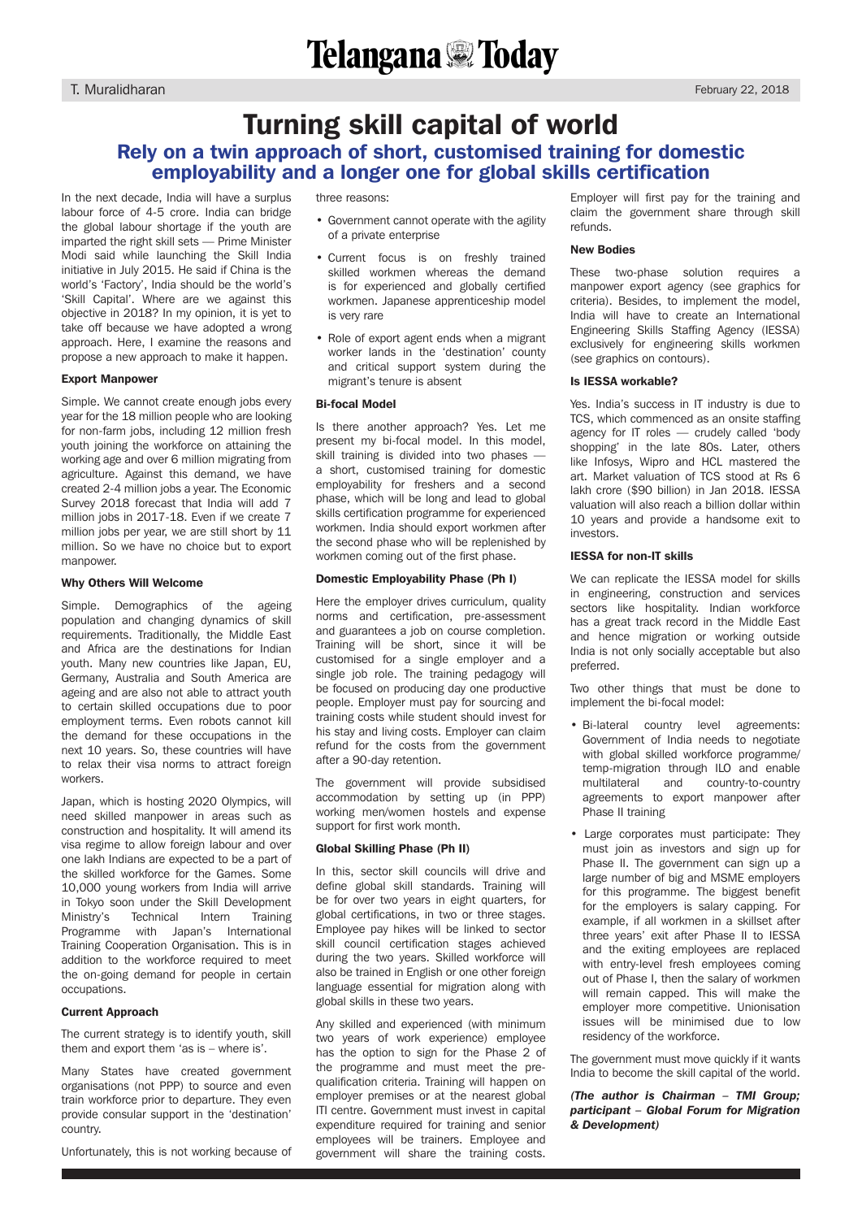# Telangana Today

T. Muralidharan

February 22, 2018

# Turning skill capital of world

## Rely on a twin approach of short, customised training for domestic employability and a longer one for global skills certification

In the next decade, India will have a surplus labour force of 4-5 crore. India can bridge the global labour shortage if the youth are imparted the right skill sets — Prime Minister Modi said while launching the Skill India initiative in July 2015. He said if China is the world's 'Factory', India should be the world's 'Skill Capital'. Where are we against this objective in 2018? In my opinion, it is yet to take off because we have adopted a wrong approach. Here, I examine the reasons and propose a new approach to make it happen.

**Export Manpower**

Simple. We cannot create enough jobs every year for the 18 million people who are looking for non-farm jobs, including 12 million fresh youth joining the workforce on attaining the working age and over 6 million migrating from agriculture. Against this demand, we have created 2-4 million jobs a year. The Economic Survey 2018 forecast that India will add 7 million jobs in 2017-18. Even if we create 7 million jobs per year, we are still short by 11 million. So we have no choice but to export manpower.

**Why Others Will Welcome**

Simple. Demographics of the ageing population and changing dynamics of skill requirements. Traditionally, the Middle East and Africa are the destinations for Indian youth. Many new countries like Japan, EU, Germany, Australia and South America are ageing and are also not able to attract youth to certain skilled occupations due to poor employment terms. Even robots cannot kill the demand for these occupations in the next 10 years. So, these countries will have to relax their visa norms to attract foreign workers.

Japan, which is hosting 2020 Olympics, will need skilled manpower in areas such as construction and hospitality. It will amend its visa regime to allow foreign labour and over one lakh Indians are expected to be a part of the skilled workforce for the Games. Some 10,000 young workers from India will arrive in Tokyo soon under the Skill Development Ministry's Technical Intern Training Programme with Japan's International Training Cooperation Organisation. This is in addition to the workforce required to meet the on-going demand for people in certain occupations.

**Current Approach**

The current strategy is to identify youth, skill them and export them 'as is – where is'.

Many States have created government organisations (not PPP) to source and even train workforce prior to departure. They even provide consular support in the 'destination' country.

Unfortunately, this is not working because of three reasons:

- Government cannot operate with the agility of a private enterprise
- Current focus is on freshly trained skilled workmen whereas the demand is for experienced and globally certified workmen. Japanese apprenticeship model is very rare
- Role of export agent ends when a migrant worker lands in the 'destination' county and critical support system during the migrant's tenure is absent

**Bi-focal Model**

Is there another approach? Yes. Let me present my bi-focal model. In this model, skill training is divided into two phases — a short, customised training for domestic employability for freshers and a second phase, which will be long and lead to global skills certification programme for experienced workmen. India should export workmen after the second phase who will be replenished by workmen coming out of the first phase.

**Domestic Employability Phase (Ph I)**

Here the employer drives curriculum, quality norms and certification, pre-assessment and guarantees a job on course completion. Training will be short, since it will be customised for a single employer and a single job role. The training pedagogy will be focused on producing day one productive people. Employer must pay for sourcing and training costs while student should invest for his stay and living costs. Employer can claim refund for the costs from the government after a 90-day retention.

The government will provide subsidised accommodation by setting up (in PPP) working men/women hostels and expense support for first work month.

**Global Skilling Phase (Ph II)**

In this, sector skill councils will drive and define global skill standards. Training will be for over two years in eight quarters, for global certifications, in two or three stages. Employee pay hikes will be linked to sector skill council certification stages achieved during the two years. Skilled workforce will also be trained in English or one other foreign language essential for migration along with global skills in these two years.

Any skilled and experienced (with minimum two years of work experience) employee has the option to sign for the Phase 2 of the programme and must meet the pre-qualification criteria. Training will happen on employer premises or at the nearest global ITI centre. Government must invest in capital expenditure required for training and senior employees will be trainers. Employee and government will share the training costs. Employer will first pay for the training and claim the government share through skill refunds.

**New Bodies**

These two-phase solution requires a manpower export agency (see graphics for criteria). Besides, to implement the model, India will have to create an International Engineering Skills Staffing Agency (IESSA) exclusively for engineering skills workmen (see graphics on contours).

**Is IESSA workable?**

Yes. India's success in IT industry is due to TCS, which commenced as an onsite staffing agency for IT roles — crudely called 'body shopping' in the late 80s. Later, others like Infosys, Wipro and HCL mastered the art. Market valuation of TCS stood at Rs 6 lakh crore ($90 billion) in Jan 2018. IESSA valuation will also reach a billion dollar within 10 years and provide a handsome exit to investors.

**IESSA for non-IT skills**

We can replicate the IESSA model for skills in engineering, construction and services sectors like hospitality. Indian workforce has a great track record in the Middle East and hence migration or working outside India is not only socially acceptable but also preferred.

Two other things that must be done to implement the bi-focal model:

- Bi-lateral country level agreements: Government of India needs to negotiate with global skilled workforce programme/ temp-migration through ILO and enable multilateral and country-to-country agreements to export manpower after Phase II training
- Large corporates must participate: They must join as investors and sign up for Phase II. The government can sign up a large number of big and MSME employers for this programme. The biggest benefit for the employers is salary capping. For example, if all workmen in a skillset after three years' exit after Phase II to IESSA and the exiting employees are replaced with entry-level fresh employees coming out of Phase I, then the salary of workmen will remain capped. This will make the employer more competitive. Unionisation issues will be minimised due to low residency of the workforce.

The government must move quickly if it wants India to become the skill capital of the world.

***(The author is Chairman – TMI Group; participant – Global Forum for Migration & Development)***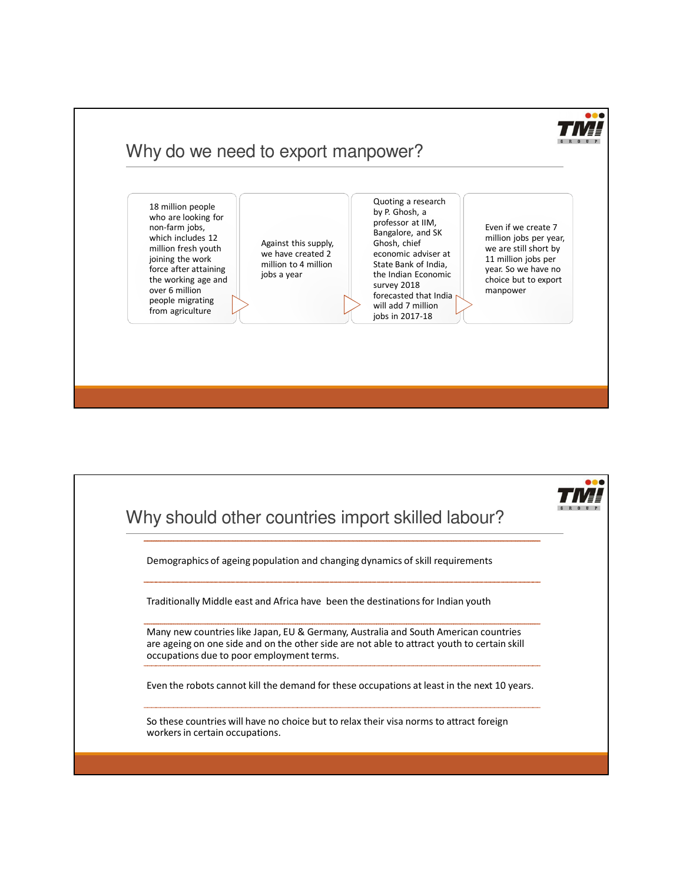## Why do we need to export manpower?

- 18 million people who are looking for non-farm jobs, which includes 12 million fresh youth joining the work force after attaining the working age and over 6 million people migrating from agriculture
- Against this supply, we have created 2 million to 4 million jobs a year
- Quoting a research by P. Ghosh, a professor at IIM, Bangalore, and SK Ghosh, chief economic adviser at State Bank of India, the Indian Economic survey 2018 forecasted that India will add 7 million jobs in 2017-18
- Even if we create 7 million jobs per year, we are still short by 11 million jobs per year. So we have no choice but to export manpower

## Why should other countries import skilled labour?

Demographics of ageing population and changing dynamics of skill requirements

Traditionally Middle east and Africa have been the destinations for Indian youth

Many new countries like Japan, EU & Germany, Australia and South American countries are ageing on one side and on the other side are not able to attract youth to certain skill occupations due to poor employment terms.

Even the robots cannot kill the demand for these occupations at least in the next 10 years.

So these countries will have no choice but to relax their visa norms to attract foreign workers in certain occupations.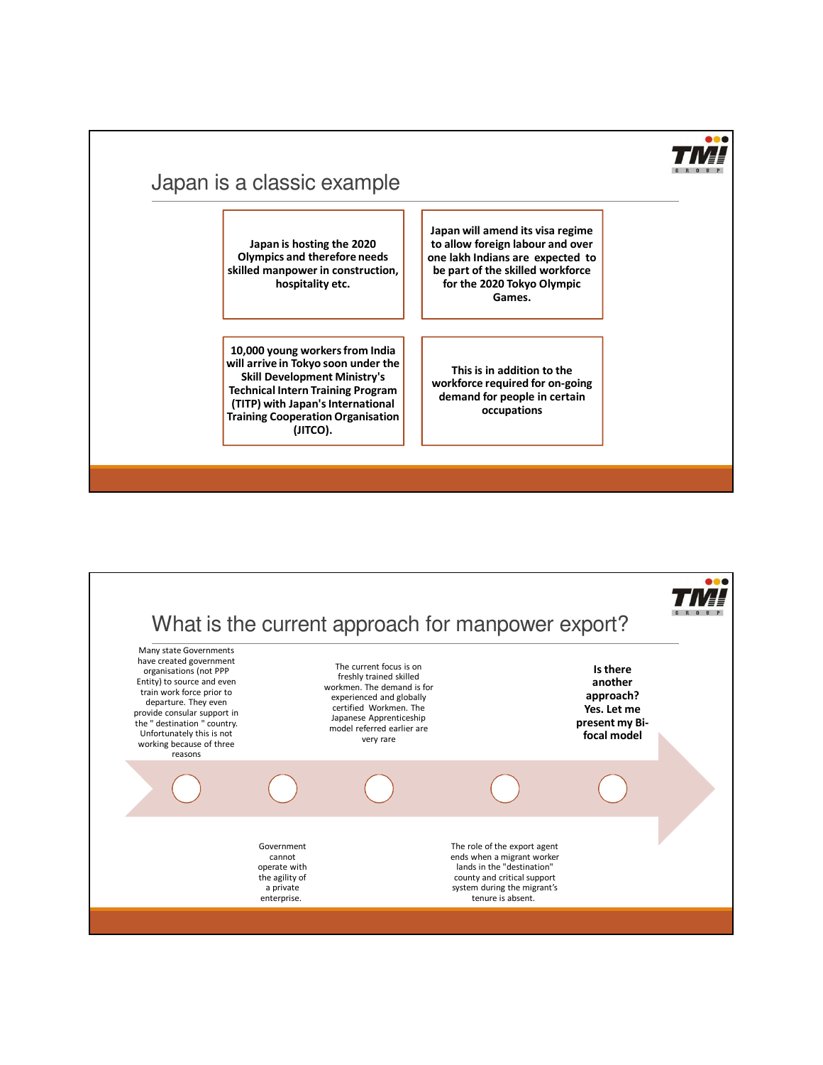## Japan is a classic example

**Japan is hosting the 2020 Olympics and therefore needs skilled manpower in construction, hospitality etc.**

**Japan will amend its visa regime to allow foreign labour and over one lakh Indians are expected to be part of the skilled workforce for the 2020 Tokyo Olympic Games.**

**10,000 young workers from India will arrive in Tokyo soon under the Skill Development Ministry's Technical Intern Training Program (TITP) with Japan's International Training Cooperation Organisation (JITCO).**

**This is in addition to the workforce required for on-going demand for people in certain occupations**

## What is the current approach for manpower export?

Many state Governments have created government organisations (not PPP Entity) to source and even train work force prior to departure. They even provide consular support in the " destination " country. Unfortunately this is not working because of three reasons

Government cannot operate with the agility of a private enterprise.

The current focus is on freshly trained skilled workmen. The demand is for experienced and globally certified Workmen. The Japanese Apprenticeship model referred earlier are very rare

The role of the export agent ends when a migrant worker lands in the "destination" county and critical support system during the migrant's tenure is absent.

**Is there another approach? Yes. Let me present my Bi-focal model**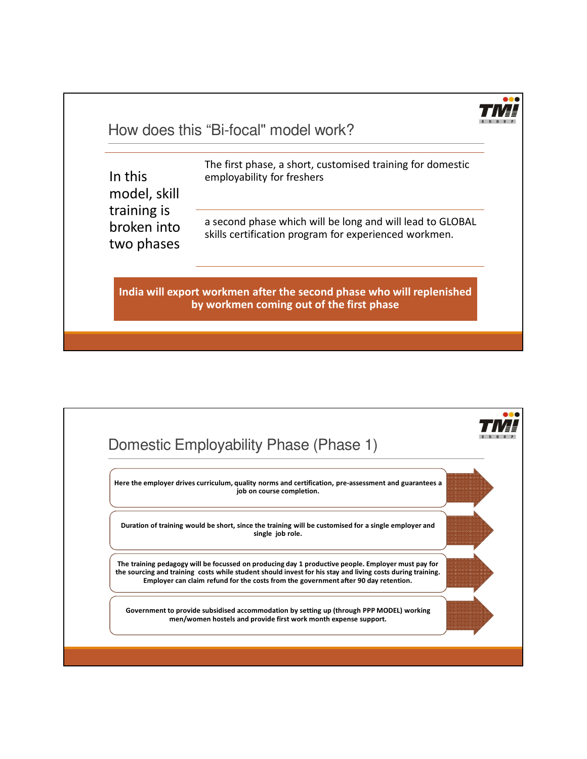## How does this "Bi-focal" model work?

In this model, skill training is broken into two phases

- The first phase, a short, customised training for domestic employability for freshers
- a second phase which will be long and will lead to GLOBAL skills certification program for experienced workmen.

**India will export workmen after the second phase who will replenished by workmen coming out of the first phase**

## Domestic Employability Phase (Phase 1)

- **Here the employer drives curriculum, quality norms and certification, pre-assessment and guarantees a job on course completion.**
- **Duration of training would be short, since the training will be customised for a single employer and single job role.**
- **The training pedagogy will be focussed on producing day 1 productive people. Employer must pay for the sourcing and training costs while student should invest for his stay and living costs during training. Employer can claim refund for the costs from the government after 90 day retention.**
- **Government to provide subsidised accommodation by setting up (through PPP MODEL) working men/women hostels and provide first work month expense support.**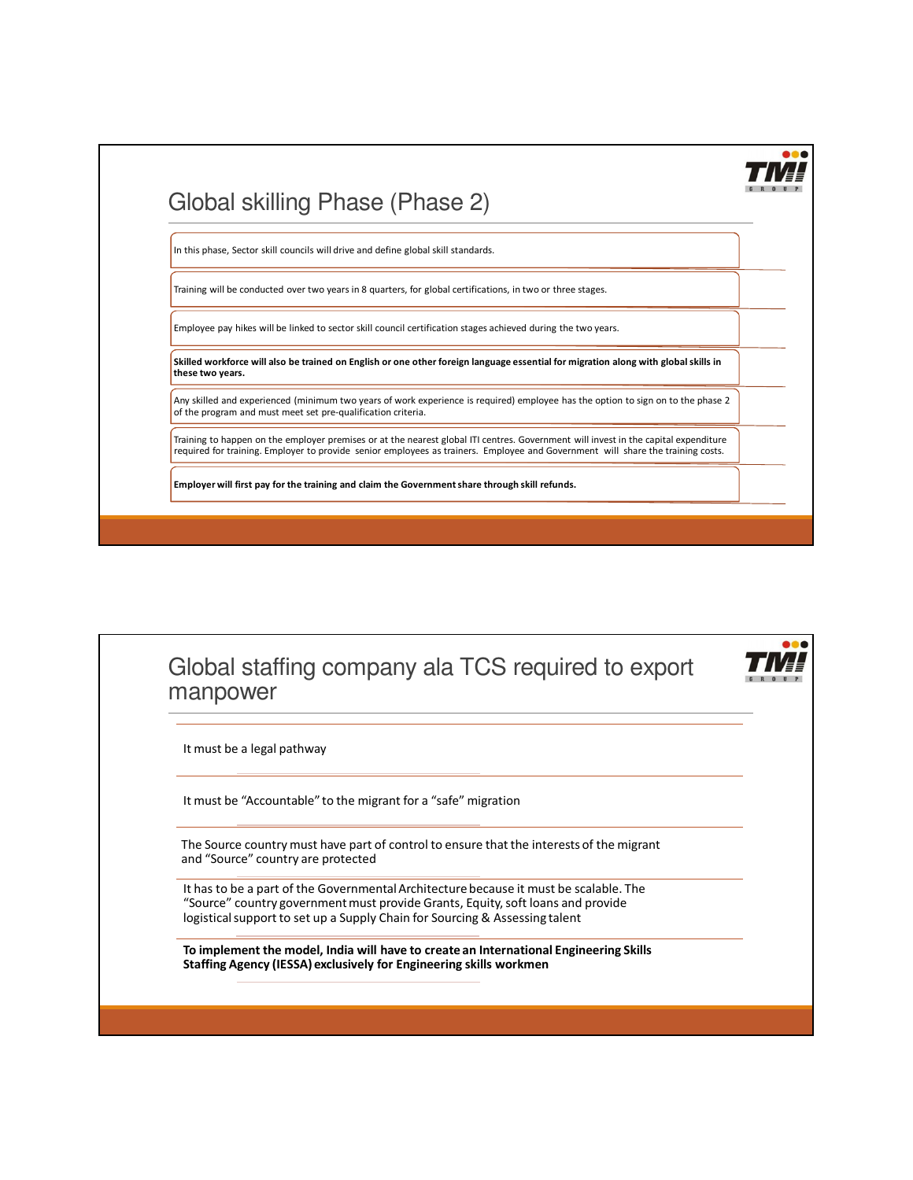## Global skilling Phase (Phase 2)

In this phase, Sector skill councils will drive and define global skill standards.

Training will be conducted over two years in 8 quarters, for global certifications, in two or three stages.

Employee pay hikes will be linked to sector skill council certification stages achieved during the two years.

**Skilled workforce will also be trained on English or one other foreign language essential for migration along with global skills in these two years.**

Any skilled and experienced (minimum two years of work experience is required) employee has the option to sign on to the phase 2 of the program and must meet set pre-qualification criteria.

Training to happen on the employer premises or at the nearest global ITI centres. Government will invest in the capital expenditure required for training. Employer to provide senior employees as trainers. Employee and Government will share the training costs.

**Employer will first pay for the training and claim the Government share through skill refunds.**

## Global staffing company ala TCS required to export manpower

It must be a legal pathway

It must be "Accountable" to the migrant for a "safe" migration

The Source country must have part of control to ensure that the interests of the migrant and "Source" country are protected

It has to be a part of the Governmental Architecture because it must be scalable. The "Source" country government must provide Grants, Equity, soft loans and provide logistical support to set up a Supply Chain for Sourcing & Assessing talent

**To implement the model, India will have to create an International Engineering Skills Staffing Agency (IESSA) exclusively for Engineering skills workmen**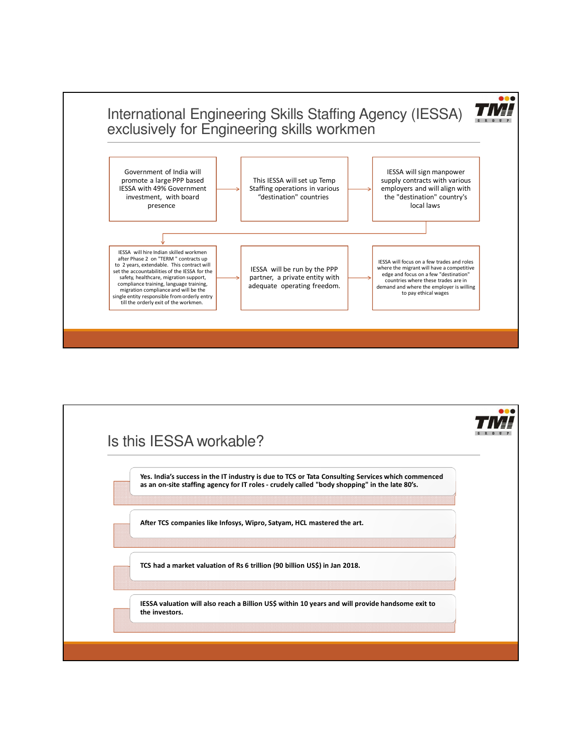## International Engineering Skills Staffing Agency (IESSA) exclusively for Engineering skills workmen

Government of India will promote a large PPP based IESSA with 49% Government investment, with board presence

→ This IESSA will set up Temp Staffing operations in various "destination" countries

→ IESSA will sign manpower supply contracts with various employers and will align with the "destination" country's local laws

→ IESSA will hire Indian skilled workmen after Phase 2 on "TERM " contracts up to 2 years, extendable. This contract will set the accountabilities of the IESSA for the safety, healthcare, migration support, compliance training, language training, migration compliance and will be the single entity responsible from orderly entry till the orderly exit of the workmen.

→ IESSA will be run by the PPP partner, a private entity with adequate operating freedom.

→ IESSA will focus on a few trades and roles where the migrant will have a competitive edge and focus on a few "destination" countries where these trades are in demand and where the employer is willing to pay ethical wages

## Is this IESSA workable?

- **Yes. India's success in the IT industry is due to TCS or Tata Consulting Services which commenced as an on-site staffing agency for IT roles - crudely called "body shopping" in the late 80's.**
- **After TCS companies like Infosys, Wipro, Satyam, HCL mastered the art.**
- **TCS had a market valuation of Rs 6 trillion (90 billion US$) in Jan 2018.**
- **IESSA valuation will also reach a Billion US$ within 10 years and will provide handsome exit to the investors.**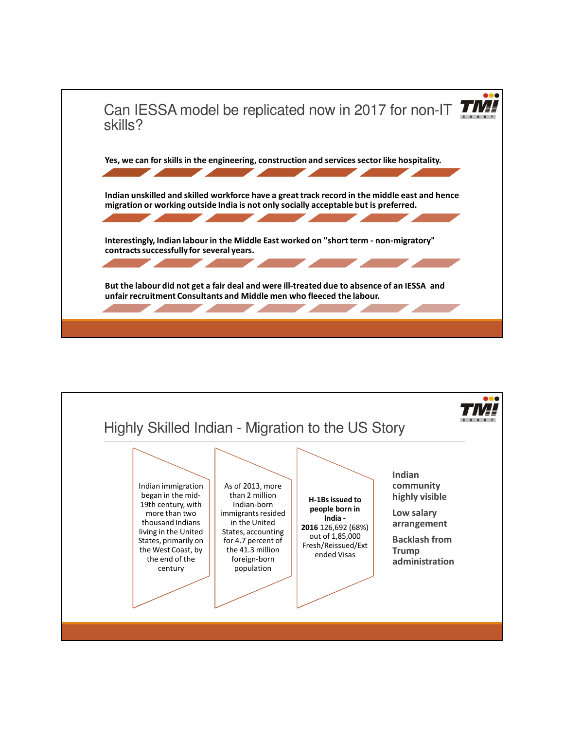## Can IESSA model be replicated now in 2017 for non-IT skills?

**Yes, we can for skills in the engineering, construction and services sector like hospitality.**

**Indian unskilled and skilled workforce have a great track record in the middle east and hence migration or working outside India is not only socially acceptable but is preferred.**

**Interestingly, Indian labour in the Middle East worked on "short term - non-migratory" contracts successfully for several years.**

**But the labour did not get a fair deal and were ill-treated due to absence of an IESSA and unfair recruitment Consultants and Middle men who fleeced the labour.**

## Highly Skilled Indian - Migration to the US Story

- Indian immigration began in the mid-19th century, with more than two thousand Indians living in the United States, primarily on the West Coast, by the end of the century
- As of 2013, more than 2 million Indian-born immigrants resided in the United States, accounting for 4.7 percent of the 41.3 million foreign-born population
- **H-1Bs issued to people born in India - 2016** 126,692 (68%) out of 1,85,000 Fresh/Reissued/Extended Visas

**Indian community highly visible**

**Low salary arrangement**

**Backlash from Trump administration**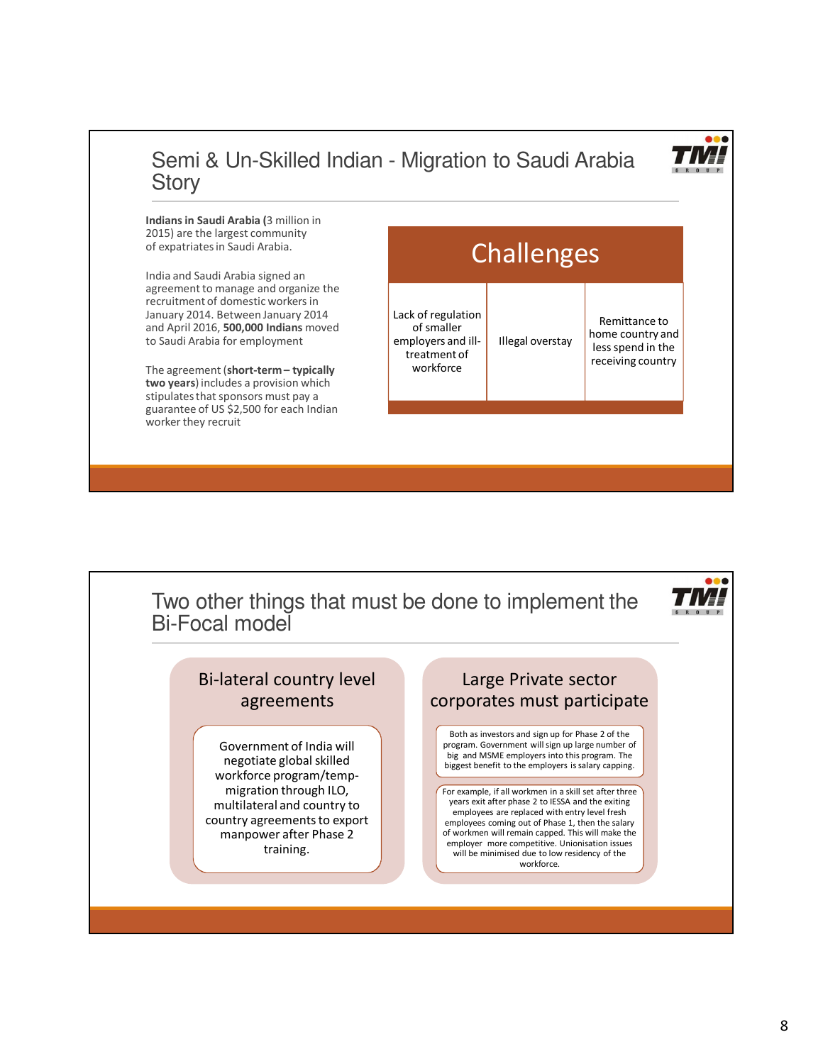## Semi & Un-Skilled Indian - Migration to Saudi Arabia Story

**Indians in Saudi Arabia (**3 million in 2015) are the largest community of expatriates in Saudi Arabia.

India and Saudi Arabia signed an agreement to manage and organize the recruitment of domestic workers in January 2014. Between January 2014 and April 2016, **500,000 Indians** moved to Saudi Arabia for employment

The agreement (**short-term – typically two years**) includes a provision which stipulates that sponsors must pay a guarantee of US $2,500 for each Indian worker they recruit

| Challenges | | |
|---|---|---|
| Lack of regulation of smaller employers and ill-treatment of workforce | Illegal overstay | Remittance to home country and less spend in the receiving country |

## Two other things that must be done to implement the Bi-Focal model

### Bi-lateral country level agreements

Government of India will negotiate global skilled workforce program/temp-migration through ILO, multilateral and country to country agreements to export manpower after Phase 2 training.

### Large Private sector corporates must participate

Both as investors and sign up for Phase 2 of the program. Government will sign up large number of big and MSME employers into this program. The biggest benefit to the employers is salary capping.

For example, if all workmen in a skill set after three years exit after phase 2 to IESSA and the exiting employees are replaced with entry level fresh employees coming out of Phase 1, then the salary of workmen will remain capped. This will make the employer more competitive. Unionisation issues will be minimised due to low residency of the workforce.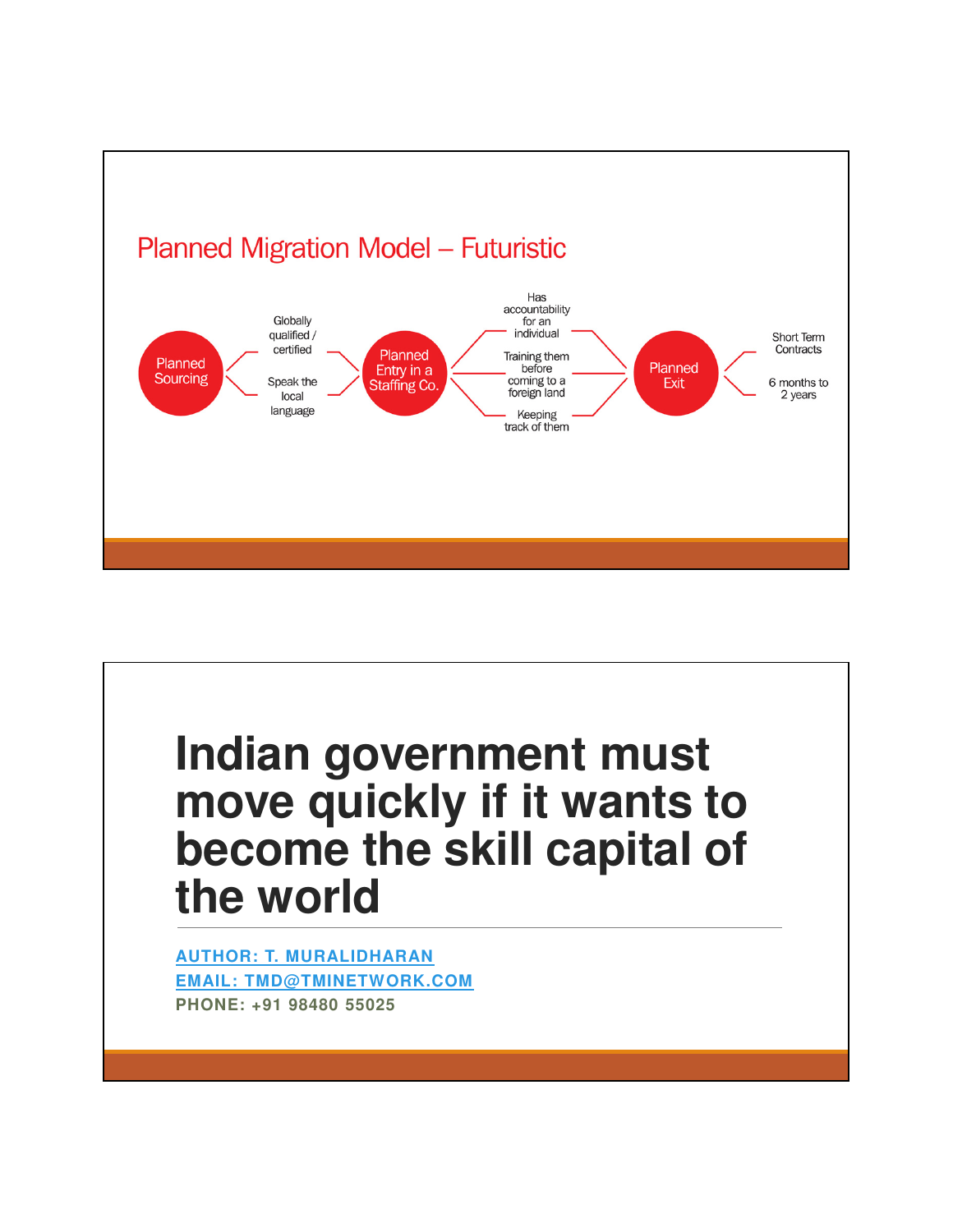## Planned Migration Model – Futuristic

Planned Sourcing

Globally qualified / certified

Speak the local language

Planned Entry in a Staffing Co.

Has accountability for an individual

Training them before coming to a foreign land

Keeping track of them

Planned Exit

Short Term Contracts

6 months to 2 years

# Indian government must move quickly if it wants to become the skill capital of the world

AUTHOR: T. MURALIDHARAN

EMAIL: TMD@TMINETWORK.COM

PHONE: +91 98480 55025